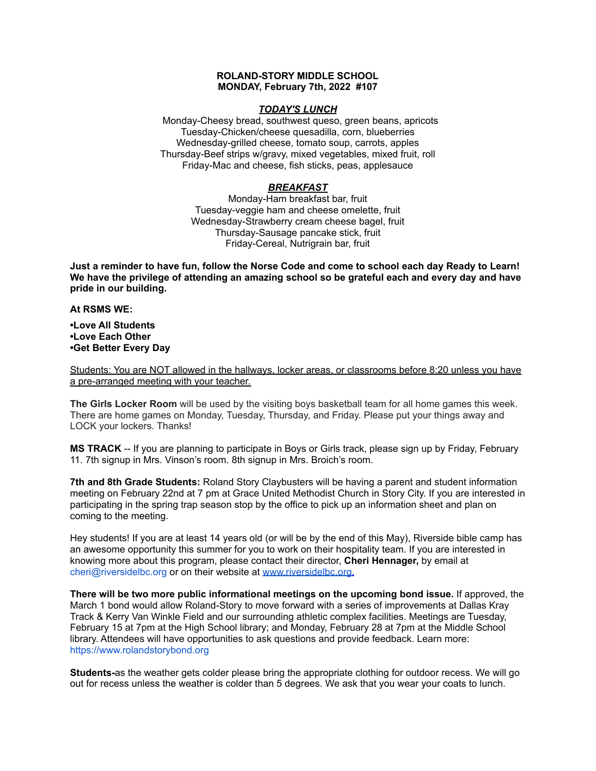**ROLAND-STORY MIDDLE SCHOOL**
**MONDAY, February 7th, 2022 #107**

***<u>TODAY'S LUNCH</u>***

Monday-Cheesy bread, southwest queso, green beans, apricots
Tuesday-Chicken/cheese quesadilla, corn, blueberries
Wednesday-grilled cheese, tomato soup, carrots, apples
Thursday-Beef strips w/gravy, mixed vegetables, mixed fruit, roll
Friday-Mac and cheese, fish sticks, peas, applesauce

***<u>BREAKFAST</u>***

Monday-Ham breakfast bar, fruit
Tuesday-veggie ham and cheese omelette, fruit
Wednesday-Strawberry cream cheese bagel, fruit
Thursday-Sausage pancake stick, fruit
Friday-Cereal, Nutrigrain bar, fruit

**Just a reminder to have fun, follow the Norse Code and come to school each day Ready to Learn! We have the privilege of attending an amazing school so be grateful each and every day and have pride in our building.**

**At RSMS WE:**

**•Love All Students**
**•Love Each Other**
**•Get Better Every Day**

<u>Students: You are NOT allowed in the hallways, locker areas, or classrooms before 8:20 unless you have a pre-arranged meeting with your teacher.</u>

**The Girls Locker Room** will be used by the visiting boys basketball team for all home games this week. There are home games on Monday, Tuesday, Thursday, and Friday. Please put your things away and LOCK your lockers. Thanks!

**MS TRACK** -- If you are planning to participate in Boys or Girls track, please sign up by Friday, February 11. 7th signup in Mrs. Vinson's room. 8th signup in Mrs. Broich's room.

**7th and 8th Grade Students:** Roland Story Claybusters will be having a parent and student information meeting on February 22nd at 7 pm at Grace United Methodist Church in Story City. If you are interested in participating in the spring trap season stop by the office to pick up an information sheet and plan on coming to the meeting.

Hey students! If you are at least 14 years old (or will be by the end of this May), Riverside bible camp has an awesome opportunity this summer for you to work on their hospitality team. If you are interested in knowing more about this program, please contact their director, **Cheri Hennager,** by email at cheri@riversidelbc.org or on their website at www.riversidelbc.org.

**There will be two more public informational meetings on the upcoming bond issue.** If approved, the March 1 bond would allow Roland-Story to move forward with a series of improvements at Dallas Kray Track & Kerry Van Winkle Field and our surrounding athletic complex facilities. Meetings are Tuesday, February 15 at 7pm at the High School library; and Monday, February 28 at 7pm at the Middle School library. Attendees will have opportunities to ask questions and provide feedback. Learn more: https://www.rolandstorybond.org

**Students-**as the weather gets colder please bring the appropriate clothing for outdoor recess. We will go out for recess unless the weather is colder than 5 degrees. We ask that you wear your coats to lunch.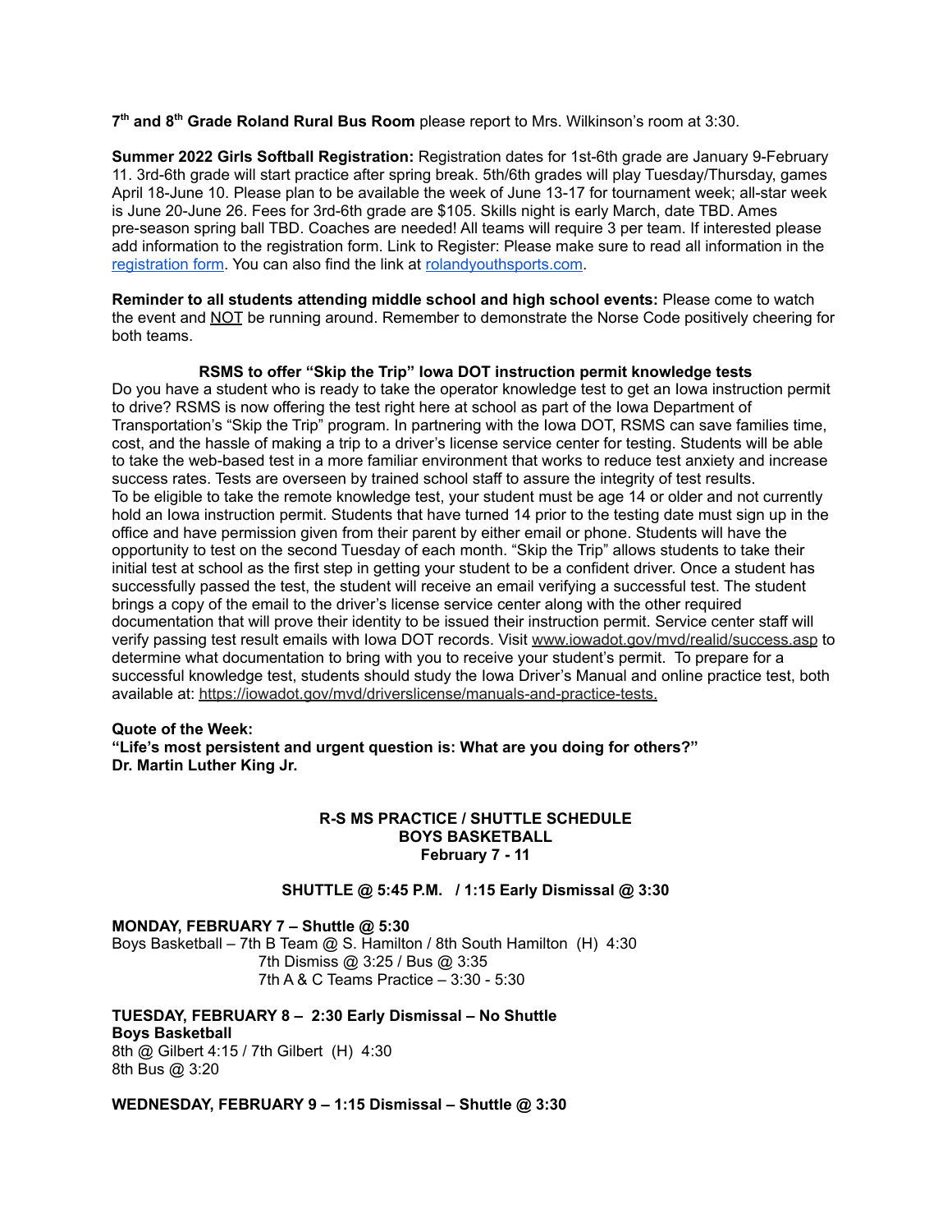**7th and 8th Grade Roland Rural Bus Room** please report to Mrs. Wilkinson's room at 3:30.

**Summer 2022 Girls Softball Registration:** Registration dates for 1st-6th grade are January 9-February 11. 3rd-6th grade will start practice after spring break. 5th/6th grades will play Tuesday/Thursday, games April 18-June 10. Please plan to be available the week of June 13-17 for tournament week; all-star week is June 20-June 26. Fees for 3rd-6th grade are $105. Skills night is early March, date TBD. Ames pre-season spring ball TBD. Coaches are needed! All teams will require 3 per team. If interested please add information to the registration form. Link to Register: Please make sure to read all information in the registration form. You can also find the link at rolandyouthsports.com.

**Reminder to all students attending middle school and high school events:** Please come to watch the event and NOT be running around. Remember to demonstrate the Norse Code positively cheering for both teams.

**RSMS to offer "Skip the Trip" Iowa DOT instruction permit knowledge tests**

Do you have a student who is ready to take the operator knowledge test to get an Iowa instruction permit to drive? RSMS is now offering the test right here at school as part of the Iowa Department of Transportation's "Skip the Trip" program. In partnering with the Iowa DOT, RSMS can save families time, cost, and the hassle of making a trip to a driver's license service center for testing. Students will be able to take the web-based test in a more familiar environment that works to reduce test anxiety and increase success rates. Tests are overseen by trained school staff to assure the integrity of test results.
To be eligible to take the remote knowledge test, your student must be age 14 or older and not currently hold an Iowa instruction permit. Students that have turned 14 prior to the testing date must sign up in the office and have permission given from their parent by either email or phone. Students will have the opportunity to test on the second Tuesday of each month. "Skip the Trip" allows students to take their initial test at school as the first step in getting your student to be a confident driver. Once a student has successfully passed the test, the student will receive an email verifying a successful test. The student brings a copy of the email to the driver's license service center along with the other required documentation that will prove their identity to be issued their instruction permit. Service center staff will verify passing test result emails with Iowa DOT records. Visit www.iowadot.gov/mvd/realid/success.asp to determine what documentation to bring with you to receive your student's permit. To prepare for a successful knowledge test, students should study the Iowa Driver's Manual and online practice test, both available at: https://iowadot.gov/mvd/driverslicense/manuals-and-practice-tests.

**Quote of the Week:**
**"Life's most persistent and urgent question is: What are you doing for others?"**
**Dr. Martin Luther King Jr.**

**R-S MS PRACTICE / SHUTTLE SCHEDULE**
**BOYS BASKETBALL**
**February 7 - 11**

**SHUTTLE @ 5:45 P.M. / 1:15 Early Dismissal @ 3:30**

**MONDAY, FEBRUARY 7 – Shuttle @ 5:30**
Boys Basketball – 7th B Team @ S. Hamilton / 8th South Hamilton (H) 4:30
7th Dismiss @ 3:25 / Bus @ 3:35
7th A & C Teams Practice – 3:30 - 5:30

**TUESDAY, FEBRUARY 8 – 2:30 Early Dismissal – No Shuttle**
**Boys Basketball**
8th @ Gilbert 4:15 / 7th Gilbert (H) 4:30
8th Bus @ 3:20

**WEDNESDAY, FEBRUARY 9 – 1:15 Dismissal – Shuttle @ 3:30**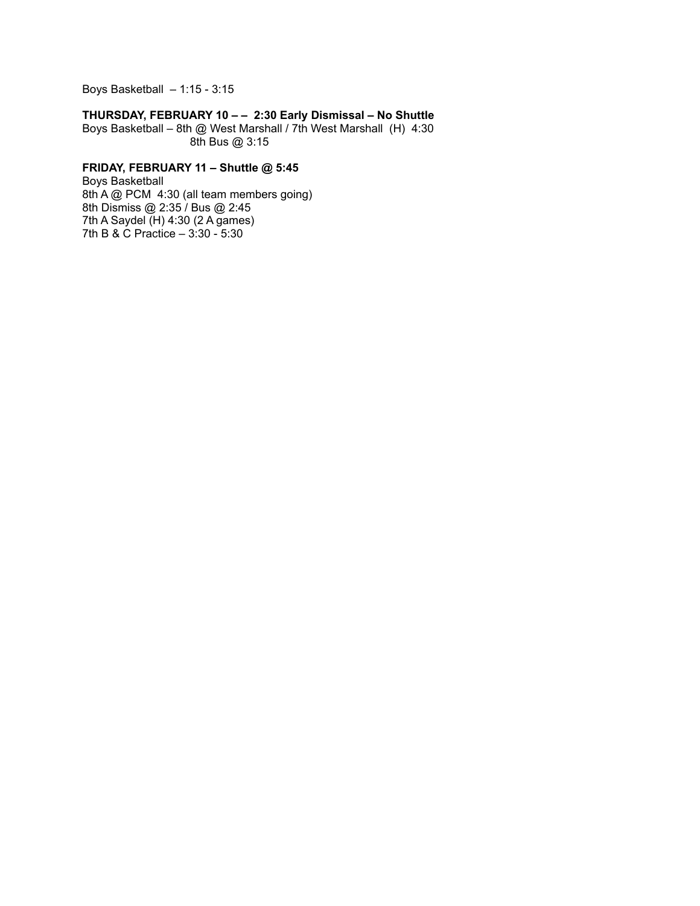Boys Basketball – 1:15 - 3:15

**THURSDAY, FEBRUARY 10 – – 2:30 Early Dismissal – No Shuttle**
Boys Basketball – 8th @ West Marshall / 7th West Marshall (H) 4:30
8th Bus @ 3:15

**FRIDAY, FEBRUARY 11 – Shuttle @ 5:45**
Boys Basketball
8th A @ PCM 4:30 (all team members going)
8th Dismiss @ 2:35 / Bus @ 2:45
7th A Saydel (H) 4:30 (2 A games)
7th B & C Practice – 3:30 - 5:30